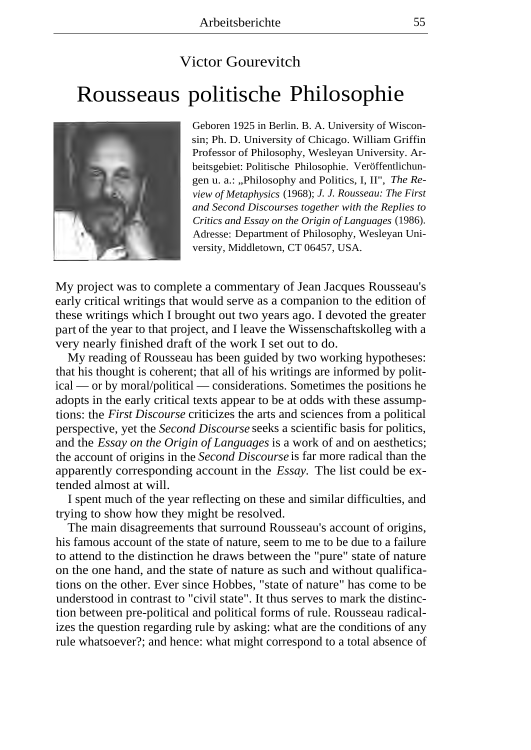Victor Gourevitch

# Rousseaus politische Philosophie

Geboren 1925 in Berlin. B. A. University of Wisconsin; Ph. D. University of Chicago. William Griffin Professor of Philosophy, Wesleyan University. Arbeitsgebiet: Politische Philosophie. Veröffentlichungen u. a.: „Philosophy and Politics, I, II", *The Review of Metaphysics* (1968); *J. J. Rousseau: The First and Second Discourses together with the Replies to Critics and Essay on the Origin of Languages* (1986). Adresse: Department of Philosophy, Wesleyan University, Middletown, CT 06457, USA.

My project was to complete a commentary of Jean Jacques Rousseau's early critical writings that would serve as a companion to the edition of these writings which I brought out two years ago. I devoted the greater part of the year to that project, and I leave the Wissenschaftskolleg with a very nearly finished draft of the work I set out to do.

My reading of Rousseau has been guided by two working hypotheses: that his thought is coherent; that all of his writings are informed by political — or by moral/political — considerations. Sometimes the positions he adopts in the early critical texts appear to be at odds with these assumptions: the *First Discourse* criticizes the arts and sciences from a political perspective, yet the *Second Discourse* seeks a scientific basis for politics, and the *Essay on the Origin of Languages* is a work of and on aesthetics; the account of origins in the *Second Discourse* is far more radical than the apparently corresponding account in the *Essay.* The list could be extended almost at will.

I spent much of the year reflecting on these and similar difficulties, and trying to show how they might be resolved.

The main disagreements that surround Rousseau's account of origins, his famous account of the state of nature, seem to me to be due to a failure to attend to the distinction he draws between the "pure" state of nature on the one hand, and the state of nature as such and without qualifications on the other. Ever since Hobbes, "state of nature" has come to be understood in contrast to "civil state". It thus serves to mark the distinction between pre-political and political forms of rule. Rousseau radicalizes the question regarding rule by asking: what are the conditions of any rule whatsoever?; and hence: what might correspond to a total absence of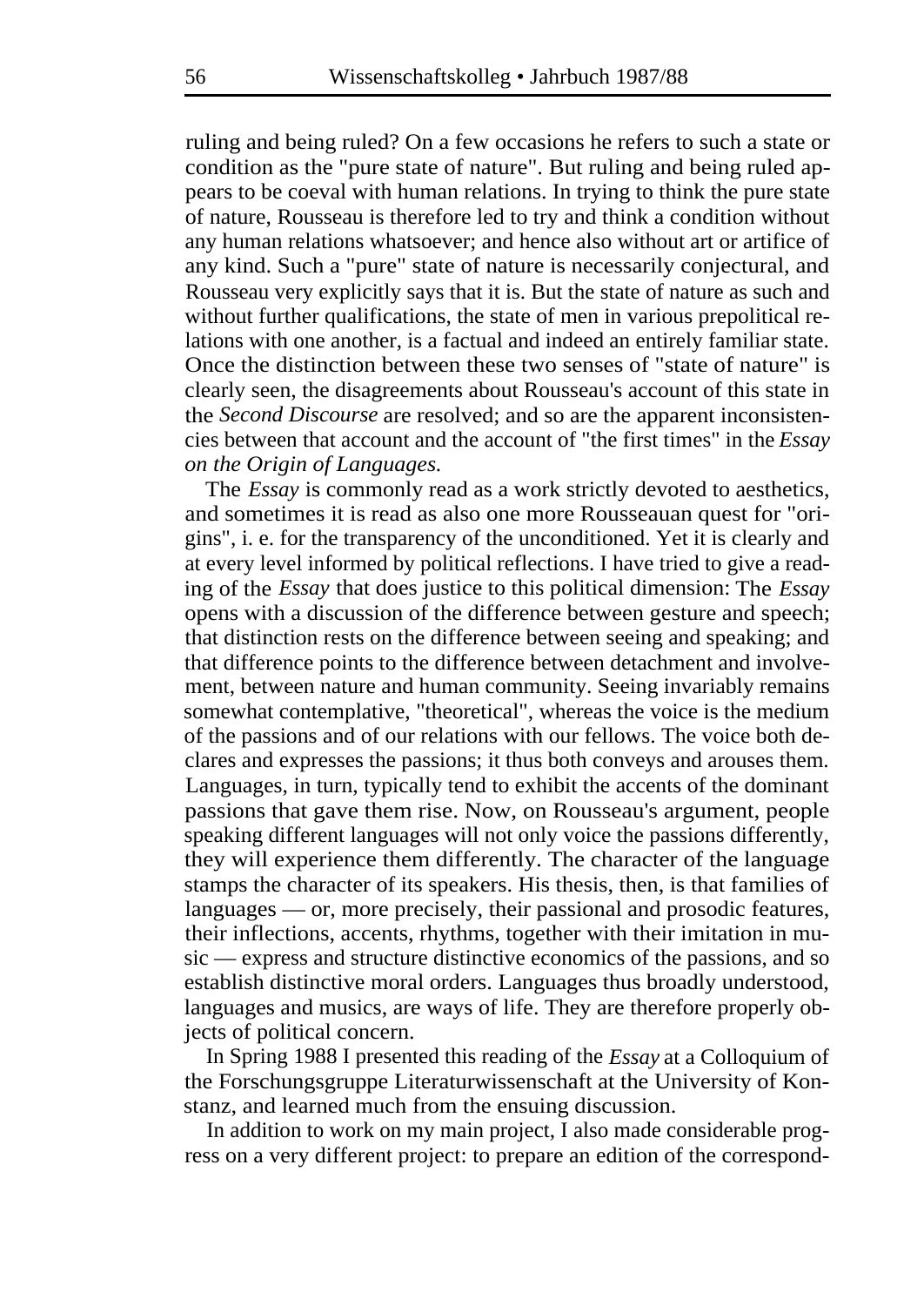ruling and being ruled? On a few occasions he refers to such a state or condition as the "pure state of nature". But ruling and being ruled appears to be coeval with human relations. In trying to think the pure state of nature, Rousseau is therefore led to try and think a condition without any human relations whatsoever; and hence also without art or artifice of any kind. Such a "pure" state of nature is necessarily conjectural, and Rousseau very explicitly says that it is. But the state of nature as such and without further qualifications, the state of men in various prepolitical relations with one another, is a factual and indeed an entirely familiar state. Once the distinction between these two senses of "state of nature" is clearly seen, the disagreements about Rousseau's account of this state in the *Second Discourse* are resolved; and so are the apparent inconsistencies between that account and the account of "the first times" in the *Essay on the Origin of Languages.*

The *Essay* is commonly read as a work strictly devoted to aesthetics, and sometimes it is read as also one more Rousseauan quest for "origins", i. e. for the transparency of the unconditioned. Yet it is clearly and at every level informed by political reflections. I have tried to give a reading of the *Essay* that does justice to this political dimension: The *Essay* opens with a discussion of the difference between gesture and speech; that distinction rests on the difference between seeing and speaking; and that difference points to the difference between detachment and involvement, between nature and human community. Seeing invariably remains somewhat contemplative, "theoretical", whereas the voice is the medium of the passions and of our relations with our fellows. The voice both declares and expresses the passions; it thus both conveys and arouses them. Languages, in turn, typically tend to exhibit the accents of the dominant passions that gave them rise. Now, on Rousseau's argument, people speaking different languages will not only voice the passions differently, they will experience them differently. The character of the language stamps the character of its speakers. His thesis, then, is that families of languages — or, more precisely, their passional and prosodic features, their inflections, accents, rhythms, together with their imitation in music — express and structure distinctive economics of the passions, and so establish distinctive moral orders. Languages thus broadly understood, languages and musics, are ways of life. They are therefore properly objects of political concern.

In Spring 1988 I presented this reading of the *Essay* at a Colloquium of the Forschungsgruppe Literaturwissenschaft at the University of Konstanz, and learned much from the ensuing discussion.

In addition to work on my main project, I also made considerable progress on a very different project: to prepare an edition of the correspond-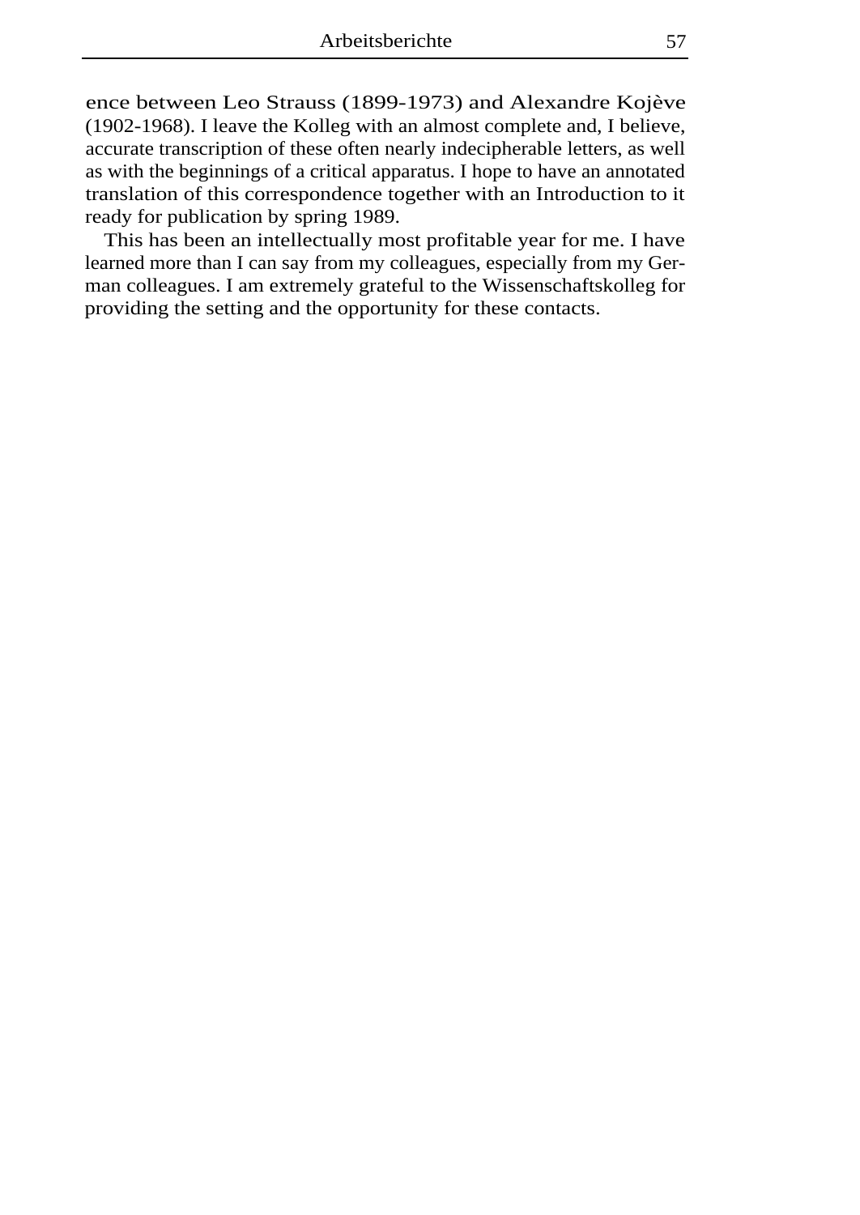ence between Leo Strauss (1899-1973) and Alexandre Kojève (1902-1968). I leave the Kolleg with an almost complete and, I believe, accurate transcription of these often nearly indecipherable letters, as well as with the beginnings of a critical apparatus. I hope to have an annotated translation of this correspondence together with an Introduction to it ready for publication by spring 1989.

This has been an intellectually most profitable year for me. I have learned more than I can say from my colleagues, especially from my German colleagues. I am extremely grateful to the Wissenschaftskolleg for providing the setting and the opportunity for these contacts.